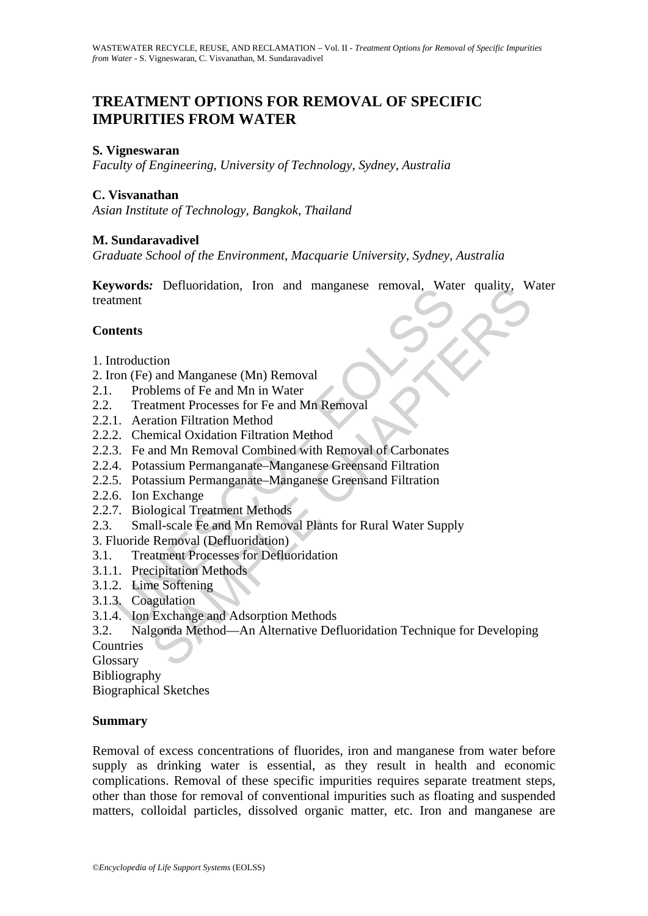# TREATMENT OPTIONS FOR REMOVAL OF SPECIFIC IMPURITIES FROM WATER

**S. Vigneswaran**
*Faculty of Engineering, University of Technology, Sydney, Australia*

**C. Visvanathan**
*Asian Institute of Technology, Bangkok, Thailand*

**M. Sundaravadivel**
*Graduate School of the Environment, Macquarie University, Sydney, Australia*

**Keywords***:* Defluoridation, Iron and manganese removal, Water quality, Water treatment

## Contents

1. Introduction
2. Iron (Fe) and Manganese (Mn) Removal
2.1. Problems of Fe and Mn in Water
2.2. Treatment Processes for Fe and Mn Removal
2.2.1. Aeration Filtration Method
2.2.2. Chemical Oxidation Filtration Method
2.2.3. Fe and Mn Removal Combined with Removal of Carbonates
2.2.4. Potassium Permanganate–Manganese Greensand Filtration
2.2.5. Potassium Permanganate–Manganese Greensand Filtration
2.2.6. Ion Exchange
2.2.7. Biological Treatment Methods
2.3. Small-scale Fe and Mn Removal Plants for Rural Water Supply
3. Fluoride Removal (Defluoridation)
3.1. Treatment Processes for Defluoridation
3.1.1. Precipitation Methods
3.1.2. Lime Softening
3.1.3. Coagulation
3.1.4. Ion Exchange and Adsorption Methods
3.2. Nalgonda Method—An Alternative Defluoridation Technique for Developing Countries
Glossary
Bibliography
Biographical Sketches

## Summary

Removal of excess concentrations of fluorides, iron and manganese from water before supply as drinking water is essential, as they result in health and economic complications. Removal of these specific impurities requires separate treatment steps, other than those for removal of conventional impurities such as floating and suspended matters, colloidal particles, dissolved organic matter, etc. Iron and manganese are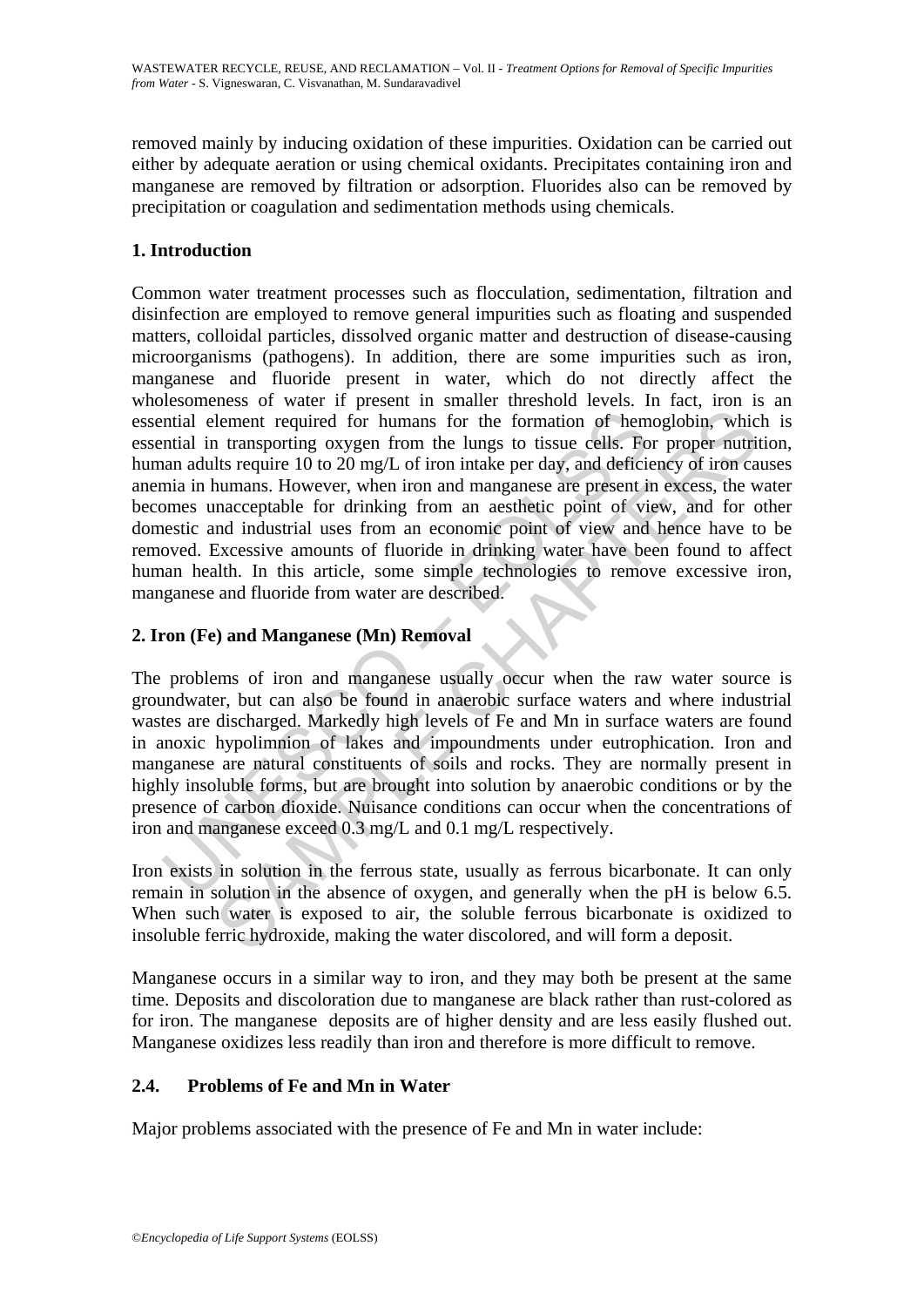removed mainly by inducing oxidation of these impurities. Oxidation can be carried out either by adequate aeration or using chemical oxidants. Precipitates containing iron and manganese are removed by filtration or adsorption. Fluorides also can be removed by precipitation or coagulation and sedimentation methods using chemicals.

## 1. Introduction

Common water treatment processes such as flocculation, sedimentation, filtration and disinfection are employed to remove general impurities such as floating and suspended matters, colloidal particles, dissolved organic matter and destruction of disease-causing microorganisms (pathogens). In addition, there are some impurities such as iron, manganese and fluoride present in water, which do not directly affect the wholesomeness of water if present in smaller threshold levels. In fact, iron is an essential element required for humans for the formation of hemoglobin, which is essential in transporting oxygen from the lungs to tissue cells. For proper nutrition, human adults require 10 to 20 mg/L of iron intake per day, and deficiency of iron causes anemia in humans. However, when iron and manganese are present in excess, the water becomes unacceptable for drinking from an aesthetic point of view, and for other domestic and industrial uses from an economic point of view and hence have to be removed. Excessive amounts of fluoride in drinking water have been found to affect human health. In this article, some simple technologies to remove excessive iron, manganese and fluoride from water are described.

## 2. Iron (Fe) and Manganese (Mn) Removal

The problems of iron and manganese usually occur when the raw water source is groundwater, but can also be found in anaerobic surface waters and where industrial wastes are discharged. Markedly high levels of Fe and Mn in surface waters are found in anoxic hypolimnia of lakes and impoundments under eutrophication. Iron and manganese are natural constituents of soils and rocks. They are normally present in highly insoluble forms, but are brought into solution by anaerobic conditions or by the presence of carbon dioxide. Nuisance conditions can occur when the concentrations of iron and manganese exceed 0.3 mg/L and 0.1 mg/L respectively.

Iron exists in solution in the ferrous state, usually as ferrous bicarbonate. It can only remain in solution in the absence of oxygen, and generally when the pH is below 6.5. When such water is exposed to air, the soluble ferrous bicarbonate is oxidized to insoluble ferric hydroxide, making the water discolored, and will form a deposit.

Manganese occurs in a similar way to iron, and they may both be present at the same time. Deposits and discoloration due to manganese are black rather than rust-colored as for iron. The manganese deposits are of higher density and are less easily flushed out. Manganese oxidizes less readily than iron and therefore is more difficult to remove.

### 2.4. Problems of Fe and Mn in Water

Major problems associated with the presence of Fe and Mn in water include: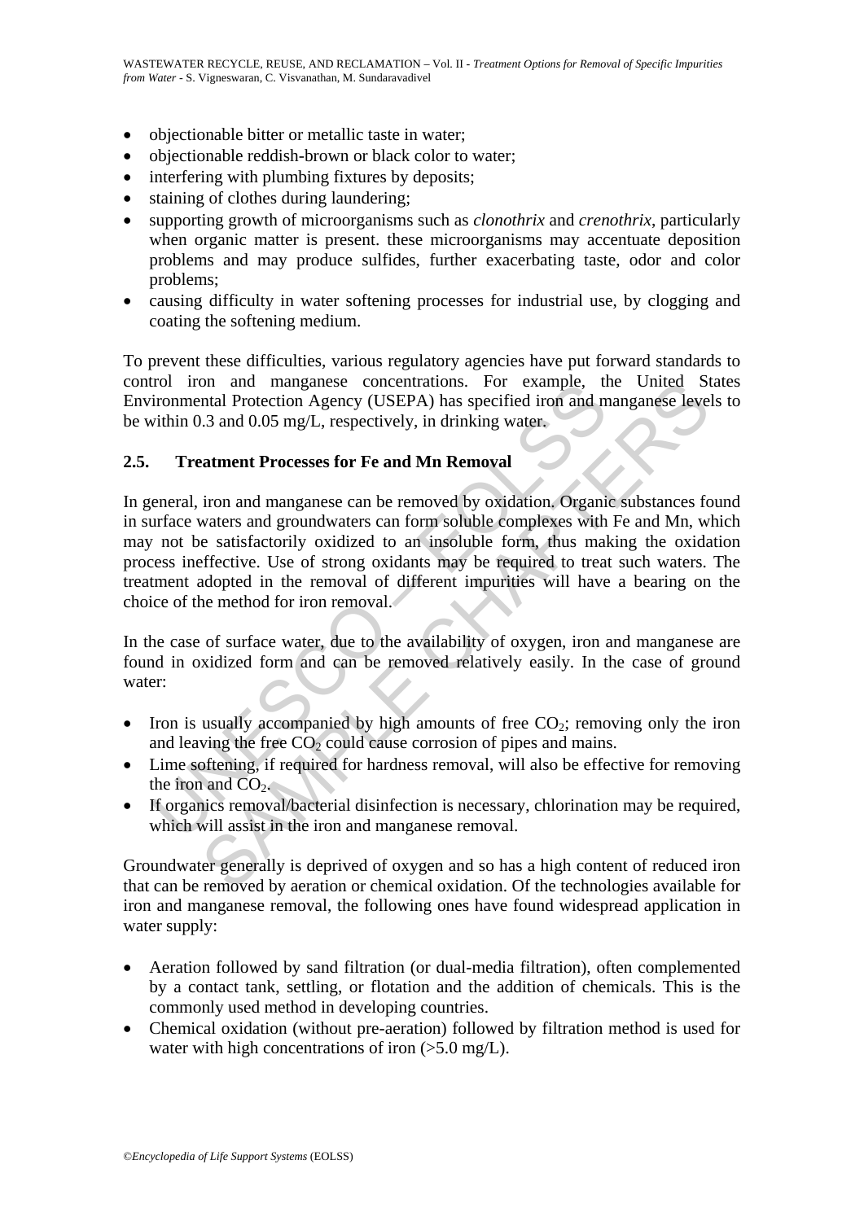- objectionable bitter or metallic taste in water;
- objectionable reddish-brown or black color to water;
- interfering with plumbing fixtures by deposits;
- staining of clothes during laundering;
- supporting growth of microorganisms such as *clonothrix* and *crenothrix*, particularly when organic matter is present. these microorganisms may accentuate deposition problems and may produce sulfides, further exacerbating taste, odor and color problems;
- causing difficulty in water softening processes for industrial use, by clogging and coating the softening medium.

To prevent these difficulties, various regulatory agencies have put forward standards to control iron and manganese concentrations. For example, the United States Environmental Protection Agency (USEPA) has specified iron and manganese levels to be within 0.3 and 0.05 mg/L, respectively, in drinking water.

## 2.5. Treatment Processes for Fe and Mn Removal

In general, iron and manganese can be removed by oxidation. Organic substances found in surface waters and groundwaters can form soluble complexes with Fe and Mn, which may not be satisfactorily oxidized to an insoluble form, thus making the oxidation process ineffective. Use of strong oxidants may be required to treat such waters. The treatment adopted in the removal of different impurities will have a bearing on the choice of the method for iron removal.

In the case of surface water, due to the availability of oxygen, iron and manganese are found in oxidized form and can be removed relatively easily. In the case of ground water:

- Iron is usually accompanied by high amounts of free $CO_2$; removing only the iron and leaving the free $CO_2$ could cause corrosion of pipes and mains.
- Lime softening, if required for hardness removal, will also be effective for removing the iron and $CO_2$.
- If organics removal/bacterial disinfection is necessary, chlorination may be required, which will assist in the iron and manganese removal.

Groundwater generally is deprived of oxygen and so has a high content of reduced iron that can be removed by aeration or chemical oxidation. Of the technologies available for iron and manganese removal, the following ones have found widespread application in water supply:

- Aeration followed by sand filtration (or dual-media filtration), often complemented by a contact tank, settling, or flotation and the addition of chemicals. This is the commonly used method in developing countries.
- Chemical oxidation (without pre-aeration) followed by filtration method is used for water with high concentrations of iron (>5.0 mg/L).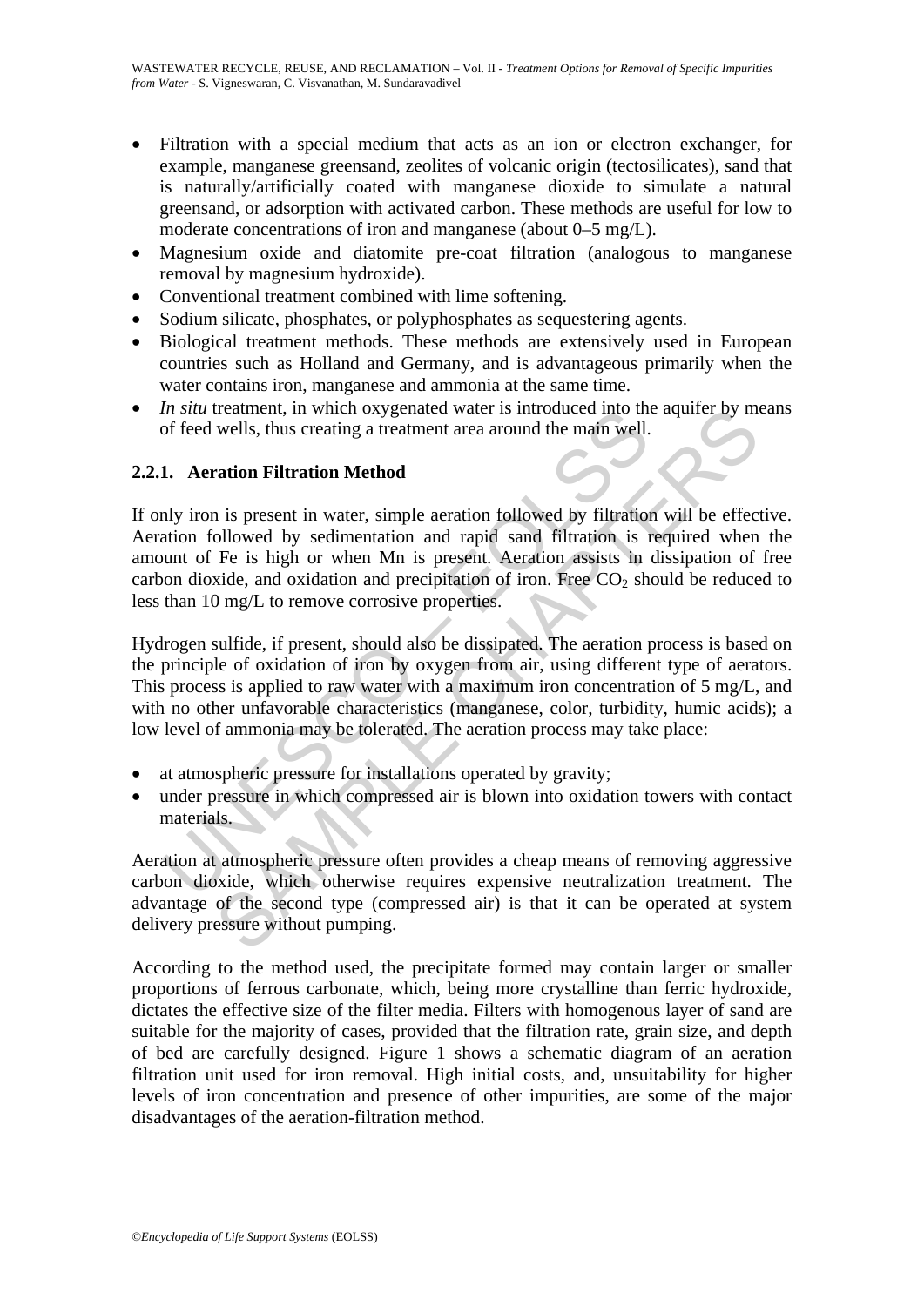- Filtration with a special medium that acts as an ion or electron exchanger, for example, manganese greensand, zeolites of volcanic origin (tectosilicates), sand that is naturally/artificially coated with manganese dioxide to simulate a natural greensand, or adsorption with activated carbon. These methods are useful for low to moderate concentrations of iron and manganese (about 0–5 mg/L).
- Magnesium oxide and diatomite pre-coat filtration (analogous to manganese removal by magnesium hydroxide).
- Conventional treatment combined with lime softening.
- Sodium silicate, phosphates, or polyphosphates as sequestering agents.
- Biological treatment methods. These methods are extensively used in European countries such as Holland and Germany, and is advantageous primarily when the water contains iron, manganese and ammonia at the same time.
- *In situ* treatment, in which oxygenated water is introduced into the aquifer by means of feed wells, thus creating a treatment area around the main well.

### 2.2.1. Aeration Filtration Method

If only iron is present in water, simple aeration followed by filtration will be effective. Aeration followed by sedimentation and rapid sand filtration is required when the amount of Fe is high or when Mn is present. Aeration assists in dissipation of free carbon dioxide, and oxidation and precipitation of iron. Free $CO_2$ should be reduced to less than 10 mg/L to remove corrosive properties.

Hydrogen sulfide, if present, should also be dissipated. The aeration process is based on the principle of oxidation of iron by oxygen from air, using different type of aerators. This process is applied to raw water with a maximum iron concentration of 5 mg/L, and with no other unfavorable characteristics (manganese, color, turbidity, humic acids); a low level of ammonia may be tolerated. The aeration process may take place:

- at atmospheric pressure for installations operated by gravity;
- under pressure in which compressed air is blown into oxidation towers with contact materials.

Aeration at atmospheric pressure often provides a cheap means of removing aggressive carbon dioxide, which otherwise requires expensive neutralization treatment. The advantage of the second type (compressed air) is that it can be operated at system delivery pressure without pumping.

According to the method used, the precipitate formed may contain larger or smaller proportions of ferrous carbonate, which, being more crystalline than ferric hydroxide, dictates the effective size of the filter media. Filters with homogenous layer of sand are suitable for the majority of cases, provided that the filtration rate, grain size, and depth of bed are carefully designed. Figure 1 shows a schematic diagram of an aeration filtration unit used for iron removal. High initial costs, and, unsuitability for higher levels of iron concentration and presence of other impurities, are some of the major disadvantages of the aeration-filtration method.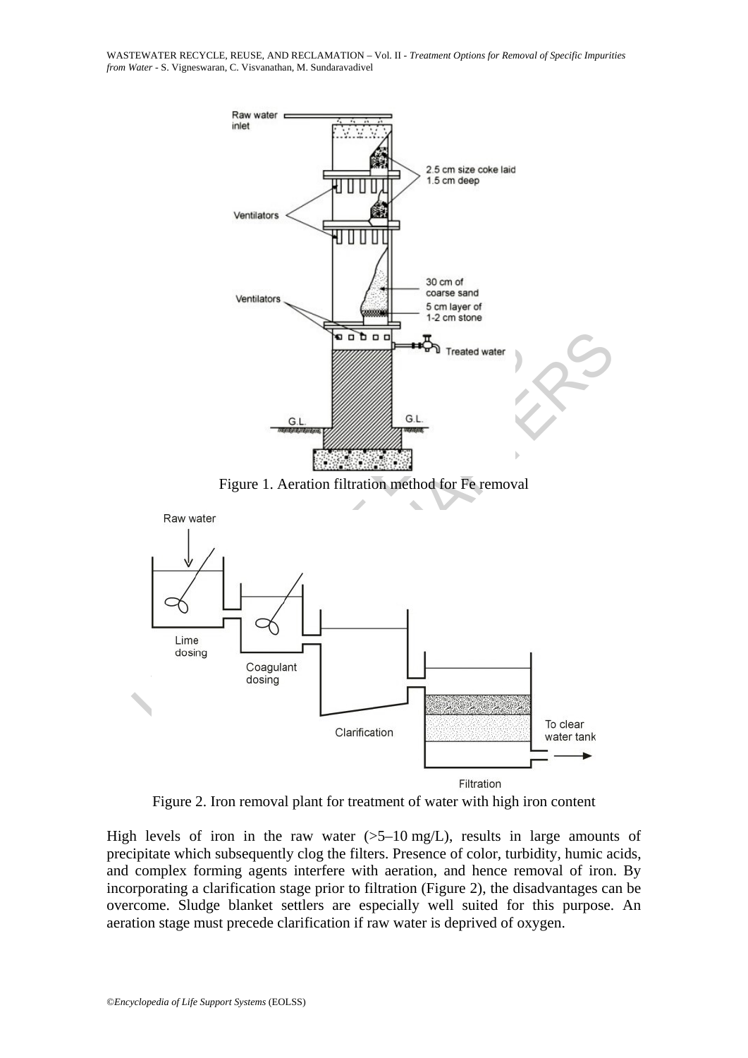Figure 1. Aeration filtration method for Fe removal

Figure 2. Iron removal plant for treatment of water with high iron content

High levels of iron in the raw water (>5–10 mg/L), results in large amounts of precipitate which subsequently clog the filters. Presence of color, turbidity, humic acids, and complex forming agents interfere with aeration, and hence removal of iron. By incorporating a clarification stage prior to filtration (Figure 2), the disadvantages can be overcome. Sludge blanket settlers are especially well suited for this purpose. An aeration stage must precede clarification if raw water is deprived of oxygen.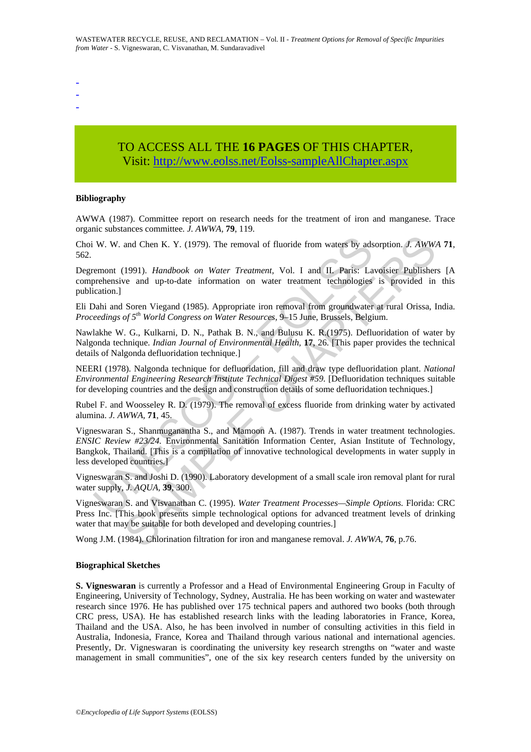-
-
-

TO ACCESS ALL THE **16 PAGES** OF THIS CHAPTER,
Visit: http://www.eolss.net/Eolss-sampleAllChapter.aspx

### Bibliography

AWWA (1987). Committee report on research needs for the treatment of iron and manganese. Trace organic substances committee. *J. AWWA*, **79**, 119.

Choi W. W. and Chen K. Y. (1979). The removal of fluoride from waters by adsorption. *J. AWWA* **71**, 562.

Degremont (1991). *Handbook on Water Treatment*, Vol. I and II. Paris: Lavoisier Publishers [A comprehensive and up-to-date information on water treatment technologies is provided in this publication.]

Eli Dahi and Soren Viegand (1985). Appropriate iron removal from groundwater at rural Orissa, India. *Proceedings of 5th World Congress on Water Resources*, 9–15 June, Brussels, Belgium.

Nawlakhe W. G., Kulkarni, D. N., Pathak B. N., and Bulusu K. R.(1975). Defluoridation of water by Nalgonda technique. *Indian Journal of Environmental Health*, **17**, 26. [This paper provides the technical details of Nalgonda defluoridation technique.]

NEERI (1978). Nalgonda technique for defluoridation, fill and draw type defluoridation plant. *National Environmental Engineering Research Institute Technical Digest #59.* [Defluoridation techniques suitable for developing countries and the design and construction details of some defluoridation techniques.]

Rubel F. and Woosseley R. D. (1979). The removal of excess fluoride from drinking water by activated alumina. *J. AWWA*, **71**, 45.

Vigneswaran S., Shanmuganantha S., and Mamoon A. (1987). Trends in water treatment technologies. *ENSIC Review #23/24.* Environmental Sanitation Information Center, Asian Institute of Technology, Bangkok, Thailand. [This is a compilation of innovative technological developments in water supply in less developed countries.]

Vigneswaran S. and Joshi D. (1990). Laboratory development of a small scale iron removal plant for rural water supply, *J. AQUA*, **39**, 300.

Vigneswaran S. and Visvanathan C. (1995). *Water Treatment Processes—Simple Options.* Florida: CRC Press Inc. [This book presents simple technological options for advanced treatment levels of drinking water that may be suitable for both developed and developing countries.]

Wong J.M. (1984). Chlorination filtration for iron and manganese removal. *J. AWWA*, **76**, p.76.

### Biographical Sketches

**S. Vigneswaran** is currently a Professor and a Head of Environmental Engineering Group in Faculty of Engineering, University of Technology, Sydney, Australia. He has been working on water and wastewater research since 1976. He has published over 175 technical papers and authored two books (both through CRC press, USA). He has established research links with the leading laboratories in France, Korea, Thailand and the USA. Also, he has been involved in number of consulting activities in this field in Australia, Indonesia, France, Korea and Thailand through various national and international agencies. Presently, Dr. Vigneswaran is coordinating the university key research strengths on "water and waste management in small communities", one of the six key research centers funded by the university on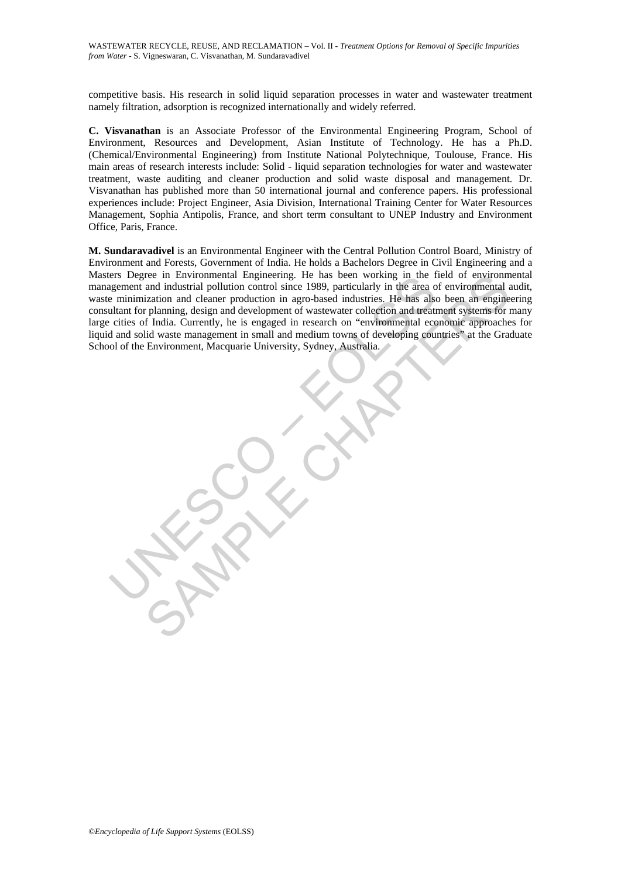competitive basis. His research in solid liquid separation processes in water and wastewater treatment namely filtration, adsorption is recognized internationally and widely referred.

**C. Visvanathan** is an Associate Professor of the Environmental Engineering Program, School of Environment, Resources and Development, Asian Institute of Technology. He has a Ph.D. (Chemical/Environmental Engineering) from Institute National Polytechnique, Toulouse, France. His main areas of research interests include: Solid - liquid separation technologies for water and wastewater treatment, waste auditing and cleaner production and solid waste disposal and management. Dr. Visvanathan has published more than 50 international journal and conference papers. His professional experiences include: Project Engineer, Asia Division, International Training Center for Water Resources Management, Sophia Antipolis, France, and short term consultant to UNEP Industry and Environment Office, Paris, France.

**M. Sundaravadivel** is an Environmental Engineer with the Central Pollution Control Board, Ministry of Environment and Forests, Government of India. He holds a Bachelors Degree in Civil Engineering and a Masters Degree in Environmental Engineering. He has been working in the field of environmental management and industrial pollution control since 1989, particularly in the area of environmental audit, waste minimization and cleaner production in agro-based industries. He has also been an engineering consultant for planning, design and development of wastewater collection and treatment systems for many large cities of India. Currently, he is engaged in research on "environmental economic approaches for liquid and solid waste management in small and medium towns of developing countries" at the Graduate School of the Environment, Macquarie University, Sydney, Australia.